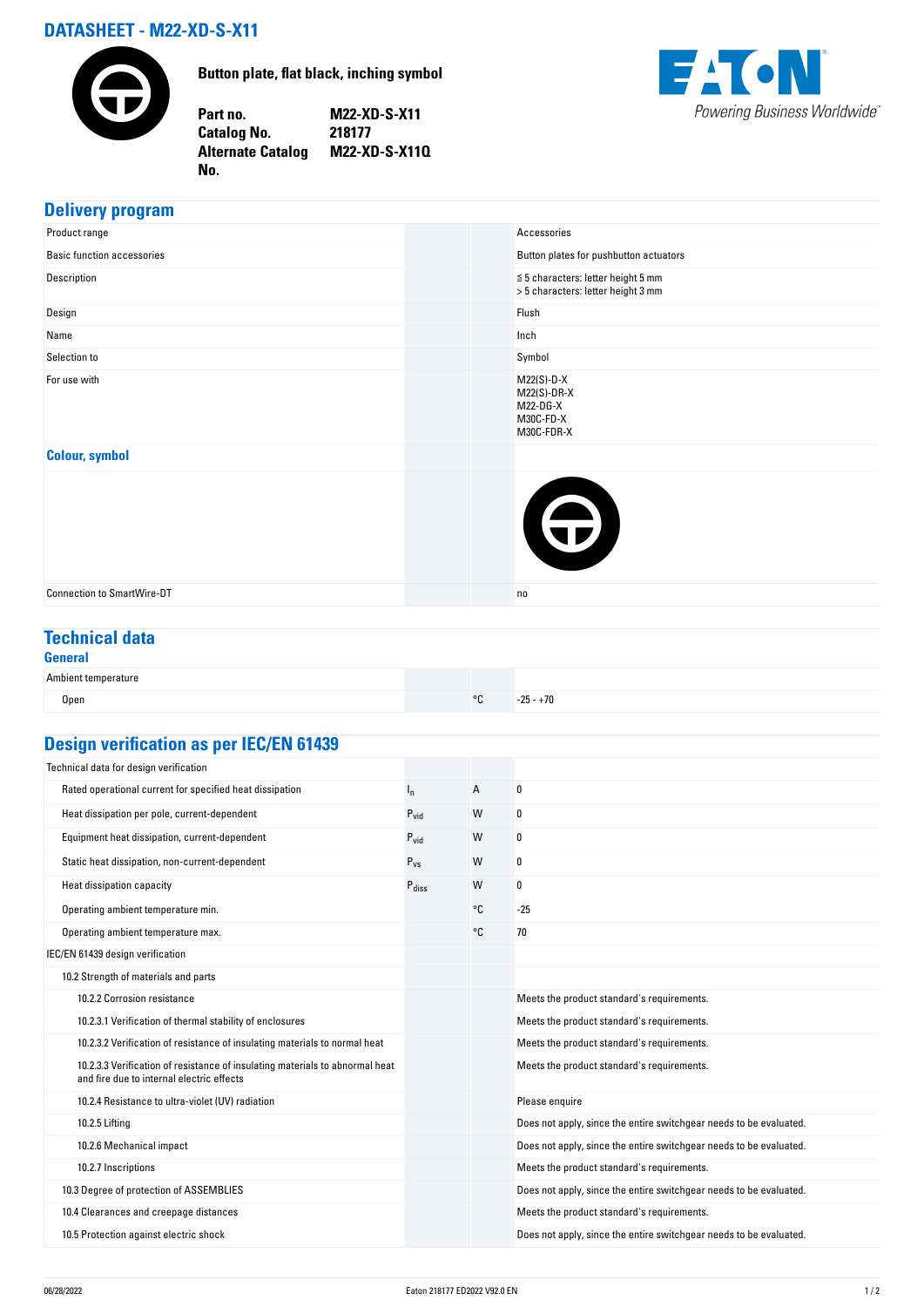# DATASHEET - M22-XD-S-X11

**Button plate, flat black, inching symbol**

| | |
|---|---|
| **Part no.** | **M22-XD-S-X11** |
| **Catalog No.** | **218177** |
| **Alternate Catalog No.** | **M22-XD-S-X11Q** |

## Delivery program

| | | | |
|---|---|---|---|
| Product range | | | Accessories |
| Basic function accessories | | | Button plates for pushbutton actuators |
| Description | | | ≦ 5 characters: letter height 5 mm<br>> 5 characters: letter height 3 mm |
| Design | | | Flush |
| Name | | | Inch |
| Selection to | | | Symbol |
| For use with | | | M22(S)-D-X<br>M22(S)-DR-X<br>M22-DG-X<br>M30C-FD-X<br>M30C-FDR-X |
| **Colour, symbol** | | | |
| Connection to SmartWire-DT | | | no |

## Technical data

### General

| | | | |
|---|---|---|---|
| Ambient temperature | | | |
| Open | | °C | -25 - +70 |

## Design verification as per IEC/EN 61439

| | | | |
|---|---|---|---|
| Technical data for design verification | | | |
| Rated operational current for specified heat dissipation | $I_n$ | A | 0 |
| Heat dissipation per pole, current-dependent | $P_{vid}$ | W | 0 |
| Equipment heat dissipation, current-dependent | $P_{vid}$ | W | 0 |
| Static heat dissipation, non-current-dependent | $P_{vs}$ | W | 0 |
| Heat dissipation capacity | $P_{diss}$ | W | 0 |
| Operating ambient temperature min. | | °C | -25 |
| Operating ambient temperature max. | | °C | 70 |
| IEC/EN 61439 design verification | | | |
| 10.2 Strength of materials and parts | | | |
| 10.2.2 Corrosion resistance | | | Meets the product standard's requirements. |
| 10.2.3.1 Verification of thermal stability of enclosures | | | Meets the product standard's requirements. |
| 10.2.3.2 Verification of resistance of insulating materials to normal heat | | | Meets the product standard's requirements. |
| 10.2.3.3 Verification of resistance of insulating materials to abnormal heat and fire due to internal electric effects | | | Meets the product standard's requirements. |
| 10.2.4 Resistance to ultra-violet (UV) radiation | | | Please enquire |
| 10.2.5 Lifting | | | Does not apply, since the entire switchgear needs to be evaluated. |
| 10.2.6 Mechanical impact | | | Does not apply, since the entire switchgear needs to be evaluated. |
| 10.2.7 Inscriptions | | | Meets the product standard's requirements. |
| 10.3 Degree of protection of ASSEMBLIES | | | Does not apply, since the entire switchgear needs to be evaluated. |
| 10.4 Clearances and creepage distances | | | Meets the product standard's requirements. |
| 10.5 Protection against electric shock | | | Does not apply, since the entire switchgear needs to be evaluated. |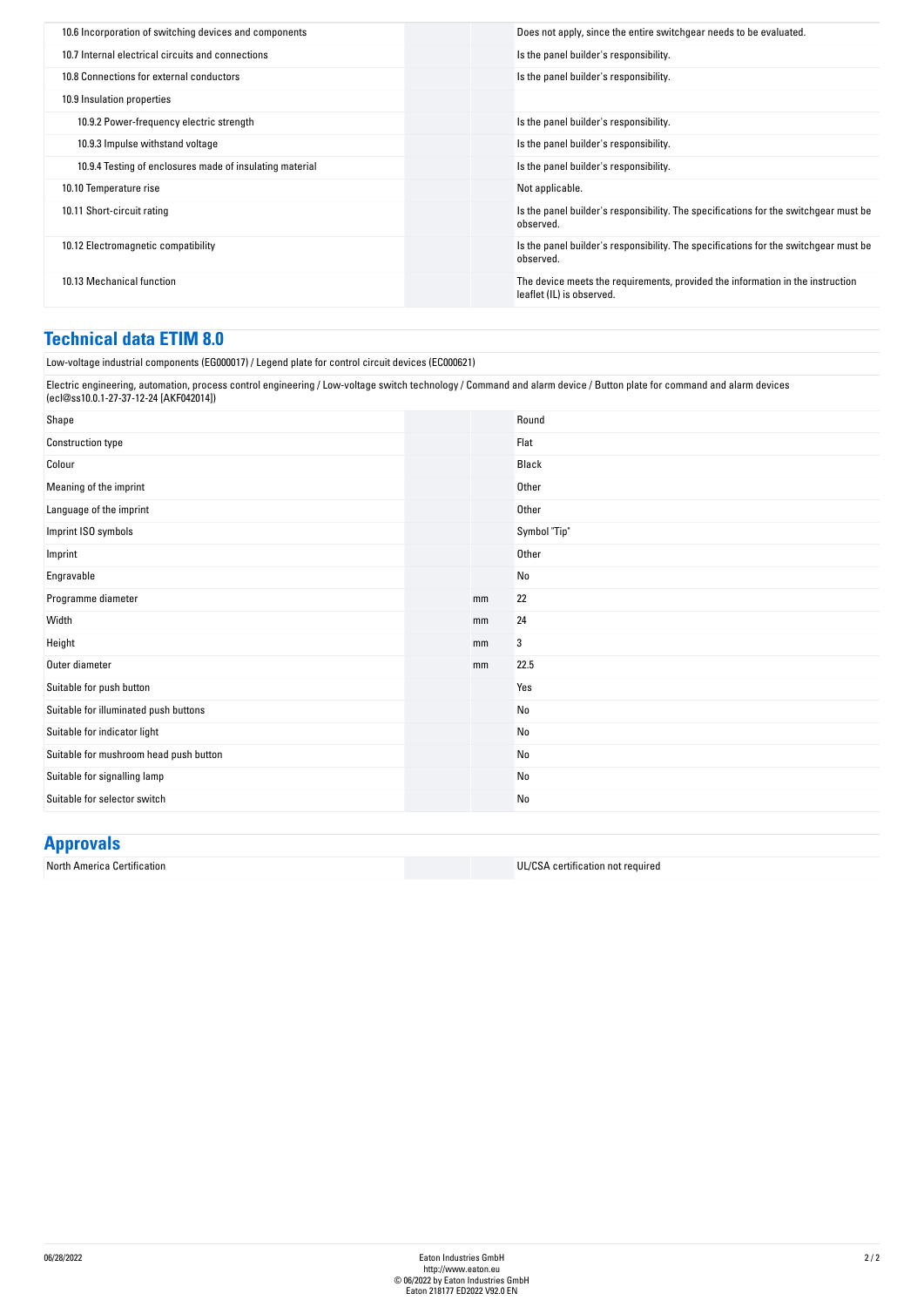| | | | |
|---|---|---|---|
| 10.6 Incorporation of switching devices and components | | | Does not apply, since the entire switchgear needs to be evaluated. |
| 10.7 Internal electrical circuits and connections | | | Is the panel builder's responsibility. |
| 10.8 Connections for external conductors | | | Is the panel builder's responsibility. |
| 10.9 Insulation properties | | | |
| 10.9.2 Power-frequency electric strength | | | Is the panel builder's responsibility. |
| 10.9.3 Impulse withstand voltage | | | Is the panel builder's responsibility. |
| 10.9.4 Testing of enclosures made of insulating material | | | Is the panel builder's responsibility. |
| 10.10 Temperature rise | | | Not applicable. |
| 10.11 Short-circuit rating | | | Is the panel builder's responsibility. The specifications for the switchgear must be observed. |
| 10.12 Electromagnetic compatibility | | | Is the panel builder's responsibility. The specifications for the switchgear must be observed. |
| 10.13 Mechanical function | | | The device meets the requirements, provided the information in the instruction leaflet (IL) is observed. |

## Technical data ETIM 8.0

Low-voltage industrial components (EG000017) / Legend plate for control circuit devices (EC000621)

Electric engineering, automation, process control engineering / Low-voltage switch technology / Command and alarm device / Button plate for command and alarm devices (ecl@ss10.0.1-27-37-12-24 [AKF042014])

| | | | |
|---|---|---|---|
| Shape | | | Round |
| Construction type | | | Flat |
| Colour | | | Black |
| Meaning of the imprint | | | Other |
| Language of the imprint | | | Other |
| Imprint ISO symbols | | | Symbol "Tip" |
| Imprint | | | Other |
| Engravable | | | No |
| Programme diameter | | mm | 22 |
| Width | | mm | 24 |
| Height | | mm | 3 |
| Outer diameter | | mm | 22.5 |
| Suitable for push button | | | Yes |
| Suitable for illuminated push buttons | | | No |
| Suitable for indicator light | | | No |
| Suitable for mushroom head push button | | | No |
| Suitable for signalling lamp | | | No |
| Suitable for selector switch | | | No |

## Approvals

| | | | |
|---|---|---|---|
| North America Certification | | | UL/CSA certification not required |

06/28/2022

Eaton Industries GmbH
http://www.eaton.eu
© 06/2022 by Eaton Industries GmbH
Eaton 218177 ED2022 V92.0 EN